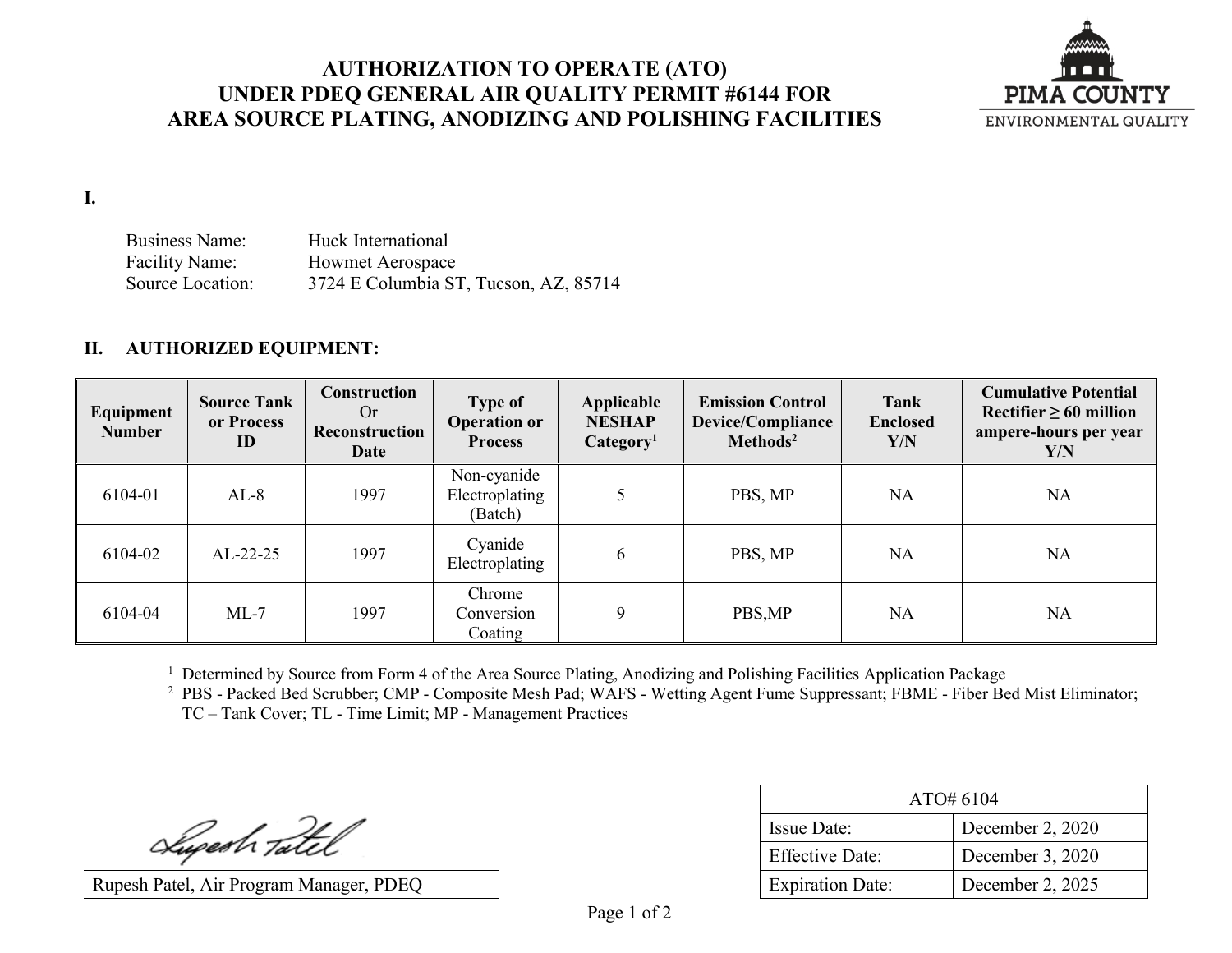# AUTHORIZATION TO OPERATE (ATO) UNDER PDEQ GENERAL AIR QUALITY PERMIT #6144 FOR AREA SOURCE PLATING, ANODIZING AND POLISHING FACILITIES

PIMA COUNTY
ENVIRONMENTAL QUALITY

**I.**

Business Name: Huck International
Facility Name: Howmet Aerospace
Source Location: 3724 E Columbia ST, Tucson, AZ, 85714

**II. AUTHORIZED EQUIPMENT:**

| Equipment Number | Source Tank or Process ID | Construction Or Reconstruction Date | Type of Operation or Process | Applicable NESHAP Category[1] | Emission Control Device/Compliance Methods[2] | Tank Enclosed Y/N | Cumulative Potential Rectifier ≥ 60 million ampere-hours per year Y/N |
|---|---|---|---|---|---|---|---|
| 6104-01 | AL-8 | 1997 | Non-cyanide Electroplating (Batch) | 5 | PBS, MP | NA | NA |
| 6104-02 | AL-22-25 | 1997 | Cyanide Electroplating | 6 | PBS, MP | NA | NA |
| 6104-04 | ML-7 | 1997 | Chrome Conversion Coating | 9 | PBS,MP | NA | NA |

[1] Determined by Source from Form 4 of the Area Source Plating, Anodizing and Polishing Facilities Application Package
[2] PBS - Packed Bed Scrubber; CMP - Composite Mesh Pad; WAFS - Wetting Agent Fume Suppressant; FBME - Fiber Bed Mist Eliminator; TC – Tank Cover; TL - Time Limit; MP - Management Practices

Rupesh Patel, Air Program Manager, PDEQ

| ATO# 6104 | |
|---|---|
| Issue Date: | December 2, 2020 |
| Effective Date: | December 3, 2020 |
| Expiration Date: | December 2, 2025 |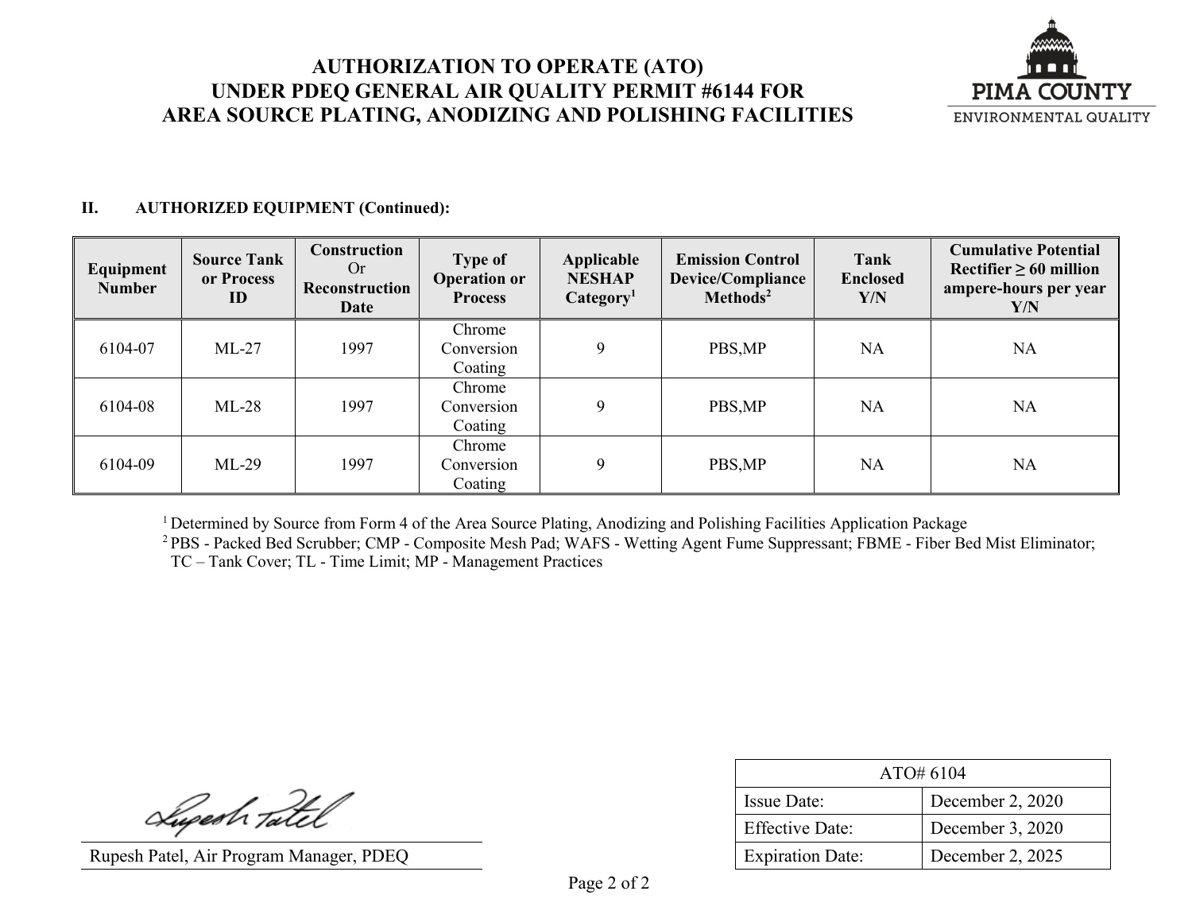# AUTHORIZATION TO OPERATE (ATO) UNDER PDEQ GENERAL AIR QUALITY PERMIT #6144 FOR AREA SOURCE PLATING, ANODIZING AND POLISHING FACILITIES

PIMA COUNTY
ENVIRONMENTAL QUALITY

## II. AUTHORIZED EQUIPMENT (Continued):

| Equipment Number | Source Tank or Process ID | Construction Or Reconstruction Date | Type of Operation or Process | Applicable NESHAP Category[1] | Emission Control Device/Compliance Methods[2] | Tank Enclosed Y/N | Cumulative Potential Rectifier ≥ 60 million ampere-hours per year Y/N |
|---|---|---|---|---|---|---|---|
| 6104-07 | ML-27 | 1997 | Chrome Conversion Coating | 9 | PBS,MP | NA | NA |
| 6104-08 | ML-28 | 1997 | Chrome Conversion Coating | 9 | PBS,MP | NA | NA |
| 6104-09 | ML-29 | 1997 | Chrome Conversion Coating | 9 | PBS,MP | NA | NA |

[1] Determined by Source from Form 4 of the Area Source Plating, Anodizing and Polishing Facilities Application Package

[2] PBS - Packed Bed Scrubber; CMP - Composite Mesh Pad; WAFS - Wetting Agent Fume Suppressant; FBME - Fiber Bed Mist Eliminator; TC – Tank Cover; TL - Time Limit; MP - Management Practices

Rupesh Patel, Air Program Manager, PDEQ

| ATO# 6104 | |
|---|---|
| Issue Date: | December 2, 2020 |
| Effective Date: | December 3, 2020 |
| Expiration Date: | December 2, 2025 |